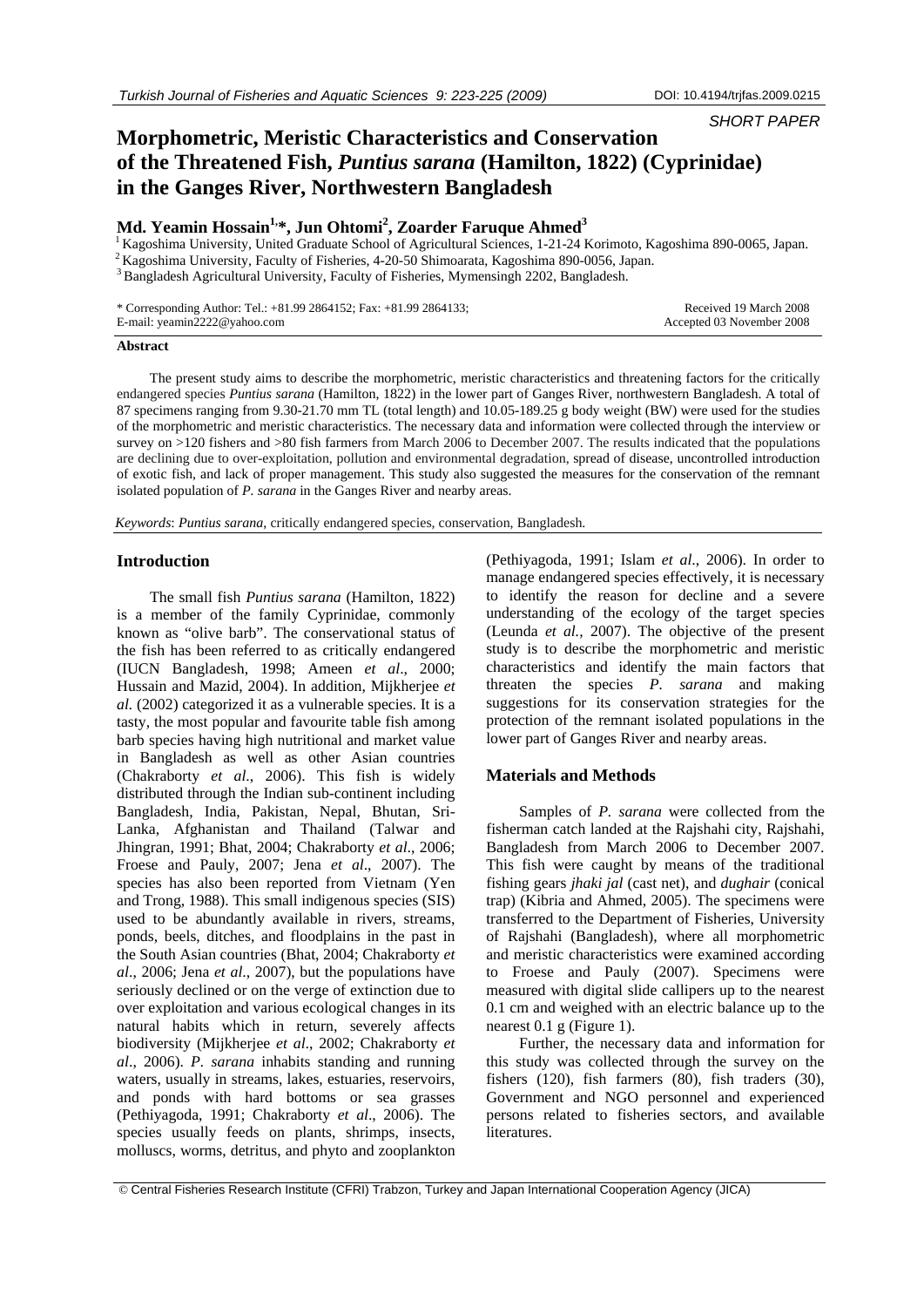SHORT PAPER

# Morphometric, Meristic Characteristics and Conservation of the Threatened Fish, *Puntius sarana* (Hamilton, 1822) (Cyprinidae) in the Ganges River, Northwestern Bangladesh

**Md. Yeamin Hossain[1,]*, Jun Ohtomi[2], Zoarder Faruque Ahmed[3]**

[1] Kagoshima University, United Graduate School of Agricultural Sciences, 1-21-24 Korimoto, Kagoshima 890-0065, Japan.
[2] Kagoshima University, Faculty of Fisheries, 4-20-50 Shimoarata, Kagoshima 890-0056, Japan.
[3] Bangladesh Agricultural University, Faculty of Fisheries, Mymensingh 2202, Bangladesh.

\* Corresponding Author: Tel.: +81.99 2864152; Fax: +81.99 2864133;
E-mail: yeamin2222@yahoo.com

Received 19 March 2008
Accepted 03 November 2008

**Abstract**

The present study aims to describe the morphometric, meristic characteristics and threatening factors for the critically endangered species *Puntius sarana* (Hamilton, 1822) in the lower part of Ganges River, northwestern Bangladesh. A total of 87 specimens ranging from 9.30-21.70 mm TL (total length) and 10.05-189.25 g body weight (BW) were used for the studies of the morphometric and meristic characteristics. The necessary data and information were collected through the interview or survey on >120 fishers and >80 fish farmers from March 2006 to December 2007. The results indicated that the populations are declining due to over-exploitation, pollution and environmental degradation, spread of disease, uncontrolled introduction of exotic fish, and lack of proper management. This study also suggested the measures for the conservation of the remnant isolated population of *P. sarana* in the Ganges River and nearby areas.

*Keywords*: *Puntius sarana*, critically endangered species, conservation, Bangladesh.

## Introduction

The small fish *Puntius sarana* (Hamilton, 1822) is a member of the family Cyprinidae, commonly known as "olive barb". The conservational status of the fish has been referred to as critically endangered (IUCN Bangladesh, 1998; Ameen *et al*., 2000; Hussain and Mazid, 2004). In addition, Mijkherjee *et al.* (2002) categorized it as a vulnerable species. It is a tasty, the most popular and favourite table fish among barb species having high nutritional and market value in Bangladesh as well as other Asian countries (Chakraborty *et al*., 2006). This fish is widely distributed through the Indian sub-continent including Bangladesh, India, Pakistan, Nepal, Bhutan, Sri-Lanka, Afghanistan and Thailand (Talwar and Jhingran, 1991; Bhat, 2004; Chakraborty *et al*., 2006; Froese and Pauly, 2007; Jena *et al*., 2007). The species has also been reported from Vietnam (Yen and Trong, 1988). This small indigenous species (SIS) used to be abundantly available in rivers, streams, ponds, beels, ditches, and floodplains in the past in the South Asian countries (Bhat, 2004; Chakraborty *et al*., 2006; Jena *et al*., 2007), but the populations have seriously declined or on the verge of extinction due to over exploitation and various ecological changes in its natural habits which in return, severely affects biodiversity (Mijkherjee *et al*., 2002; Chakraborty *et al*., 2006). *P. sarana* inhabits standing and running waters, usually in streams, lakes, estuaries, reservoirs, and ponds with hard bottoms or sea grasses (Pethiyagoda, 1991; Chakraborty *et al*., 2006). The species usually feeds on plants, shrimps, insects, molluscs, worms, detritus, and phyto and zooplankton (Pethiyagoda, 1991; Islam *et al*., 2006). In order to manage endangered species effectively, it is necessary to identify the reason for decline and a severe understanding of the ecology of the target species (Leunda *et al.*, 2007). The objective of the present study is to describe the morphometric and meristic characteristics and identify the main factors that threaten the species *P. sarana* and making suggestions for its conservation strategies for the protection of the remnant isolated populations in the lower part of Ganges River and nearby areas.

## Materials and Methods

Samples of *P. sarana* were collected from the fisherman catch landed at the Rajshahi city, Rajshahi, Bangladesh from March 2006 to December 2007. This fish were caught by means of the traditional fishing gears *jhaki jal* (cast net), and *dughair* (conical trap) (Kibria and Ahmed, 2005). The specimens were transferred to the Department of Fisheries, University of Rajshahi (Bangladesh), where all morphometric and meristic characteristics were examined according to Froese and Pauly (2007). Specimens were measured with digital slide callipers up to the nearest 0.1 cm and weighed with an electric balance up to the nearest 0.1 g (Figure 1).

Further, the necessary data and information for this study was collected through the survey on the fishers (120), fish farmers (80), fish traders (30), Government and NGO personnel and experienced persons related to fisheries sectors, and available literatures.

© Central Fisheries Research Institute (CFRI) Trabzon, Turkey and Japan International Cooperation Agency (JICA)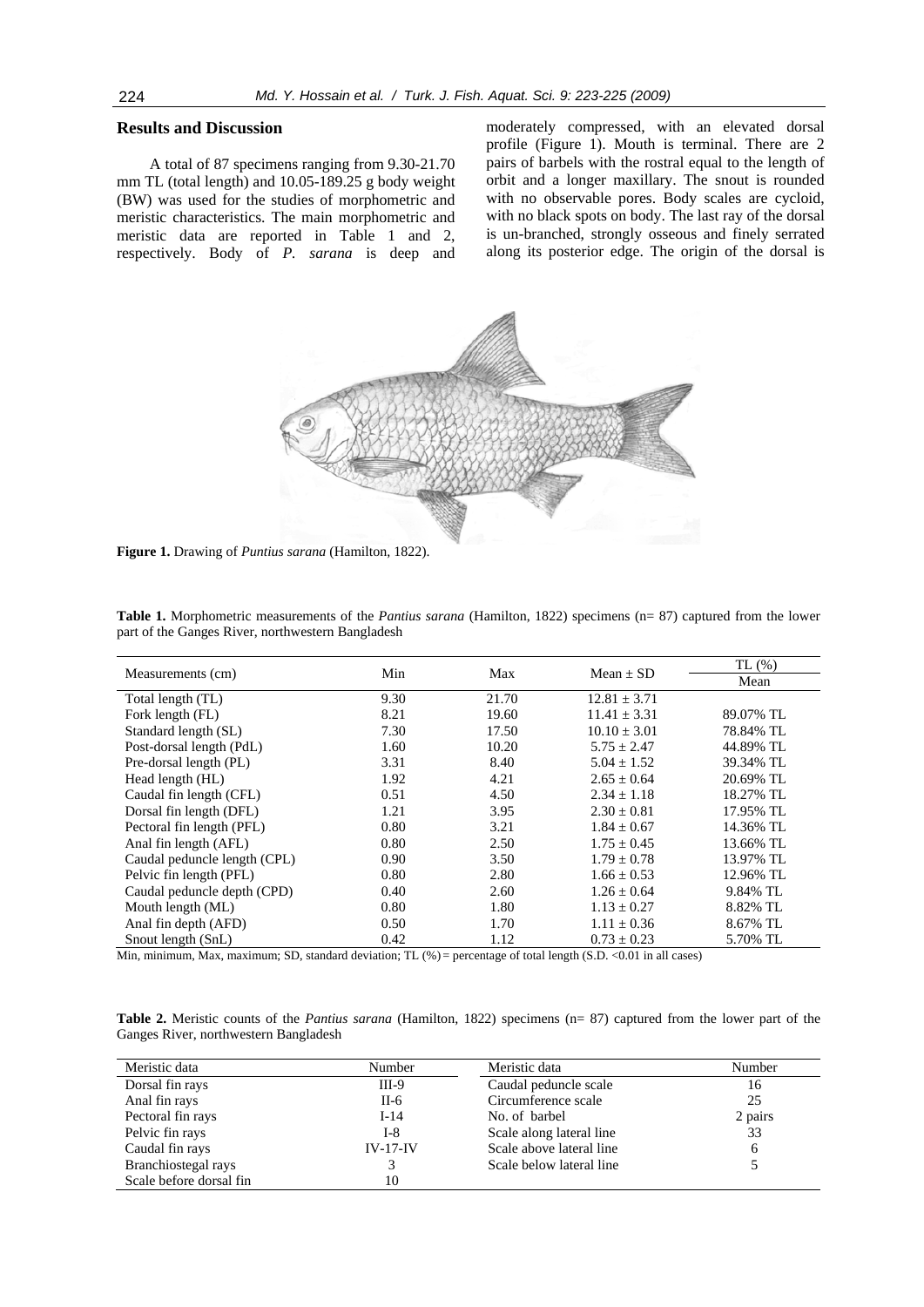## Results and Discussion

A total of 87 specimens ranging from 9.30-21.70 mm TL (total length) and 10.05-189.25 g body weight (BW) was used for the studies of morphometric and meristic characteristics. The main morphometric and meristic data are reported in Table 1 and 2, respectively. Body of *P. sarana* is deep and moderately compressed, with an elevated dorsal profile (Figure 1). Mouth is terminal. There are 2 pairs of barbels with the rostral equal to the length of orbit and a longer maxillary. The snout is rounded with no observable pores. Body scales are cycloid, with no black spots on body. The last ray of the dorsal is un-branched, strongly osseous and finely serrated along its posterior edge. The origin of the dorsal is

**Figure 1.** Drawing of *Puntius sarana* (Hamilton, 1822).

**Table 1.** Morphometric measurements of the *Pantius sarana* (Hamilton, 1822) specimens (n= 87) captured from the lower part of the Ganges River, northwestern Bangladesh

| Measurements (cm) | Min | Max | Mean ± SD | TL (%) Mean |
|---|---|---|---|---|
| Total length (TL) | 9.30 | 21.70 | 12.81 ± 3.71 | |
| Fork length (FL) | 8.21 | 19.60 | 11.41 ± 3.31 | 89.07% TL |
| Standard length (SL) | 7.30 | 17.50 | 10.10 ± 3.01 | 78.84% TL |
| Post-dorsal length (PdL) | 1.60 | 10.20 | 5.75 ± 2.47 | 44.89% TL |
| Pre-dorsal length (PL) | 3.31 | 8.40 | 5.04 ± 1.52 | 39.34% TL |
| Head length (HL) | 1.92 | 4.21 | 2.65 ± 0.64 | 20.69% TL |
| Caudal fin length (CFL) | 0.51 | 4.50 | 2.34 ± 1.18 | 18.27% TL |
| Dorsal fin length (DFL) | 1.21 | 3.95 | 2.30 ± 0.81 | 17.95% TL |
| Pectoral fin length (PFL) | 0.80 | 3.21 | 1.84 ± 0.67 | 14.36% TL |
| Anal fin length (AFL) | 0.80 | 2.50 | 1.75 ± 0.45 | 13.66% TL |
| Caudal peduncle length (CPL) | 0.90 | 3.50 | 1.79 ± 0.78 | 13.97% TL |
| Pelvic fin length (PFL) | 0.80 | 2.80 | 1.66 ± 0.53 | 12.96% TL |
| Caudal peduncle depth (CPD) | 0.40 | 2.60 | 1.26 ± 0.64 | 9.84% TL |
| Mouth length (ML) | 0.80 | 1.80 | 1.13 ± 0.27 | 8.82% TL |
| Anal fin depth (AFD) | 0.50 | 1.70 | 1.11 ± 0.36 | 8.67% TL |
| Snout length (SnL) | 0.42 | 1.12 | 0.73 ± 0.23 | 5.70% TL |

Min, minimum, Max, maximum; SD, standard deviation; TL (%) = percentage of total length (S.D. <0.01 in all cases)

**Table 2.** Meristic counts of the *Pantius sarana* (Hamilton, 1822) specimens (n= 87) captured from the lower part of the Ganges River, northwestern Bangladesh

| Meristic data | Number | Meristic data | Number |
|---|---|---|---|
| Dorsal fin rays | III-9 | Caudal peduncle scale | 16 |
| Anal fin rays | II-6 | Circumference scale | 25 |
| Pectoral fin rays | I-14 | No. of barbel | 2 pairs |
| Pelvic fin rays | I-8 | Scale along lateral line | 33 |
| Caudal fin rays | IV-17-IV | Scale above lateral line | 6 |
| Branchiostegal rays | 3 | Scale below lateral line | 5 |
| Scale before dorsal fin | 10 | | |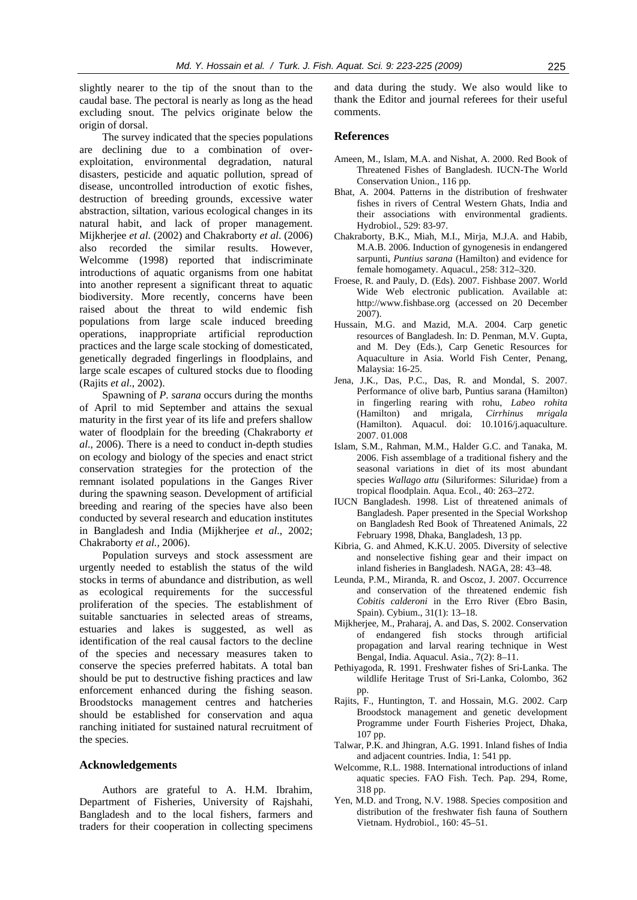slightly nearer to the tip of the snout than to the caudal base. The pectoral is nearly as long as the head excluding snout. The pelvics originate below the origin of dorsal.

The survey indicated that the species populations are declining due to a combination of over-exploitation, environmental degradation, natural disasters, pesticide and aquatic pollution, spread of disease, uncontrolled introduction of exotic fishes, destruction of breeding grounds, excessive water abstraction, siltation, various ecological changes in its natural habit, and lack of proper management. Mijkherjee *et al.* (2002) and Chakraborty *et al*. (2006) also recorded the similar results. However, Welcomme (1998) reported that indiscriminate introductions of aquatic organisms from one habitat into another represent a significant threat to aquatic biodiversity. More recently, concerns have been raised about the threat to wild endemic fish populations from large scale induced breeding operations, inappropriate artificial reproduction practices and the large scale stocking of domesticated, genetically degraded fingerlings in floodplains, and large scale escapes of cultured stocks due to flooding (Rajits *et al*., 2002).

Spawning of *P. sarana* occurs during the months of April to mid September and attains the sexual maturity in the first year of its life and prefers shallow water of floodplain for the breeding (Chakraborty *et al*., 2006). There is a need to conduct in-depth studies on ecology and biology of the species and enact strict conservation strategies for the protection of the remnant isolated populations in the Ganges River during the spawning season. Development of artificial breeding and rearing of the species have also been conducted by several research and education institutes in Bangladesh and India (Mijkherjee *et al*., 2002; Chakraborty *et al.*, 2006).

Population surveys and stock assessment are urgently needed to establish the status of the wild stocks in terms of abundance and distribution, as well as ecological requirements for the successful proliferation of the species. The establishment of suitable sanctuaries in selected areas of streams, estuaries and lakes is suggested, as well as identification of the real causal factors to the decline of the species and necessary measures taken to conserve the species preferred habitats. A total ban should be put to destructive fishing practices and law enforcement enhanced during the fishing season. Broodstocks management centres and hatcheries should be established for conservation and aqua ranching initiated for sustained natural recruitment of the species.

## Acknowledgements

Authors are grateful to A. H.M. Ibrahim, Department of Fisheries, University of Rajshahi, Bangladesh and to the local fishers, farmers and traders for their cooperation in collecting specimens and data during the study. We also would like to thank the Editor and journal referees for their useful comments.

## References

Ameen, M., Islam, M.A. and Nishat, A. 2000. Red Book of Threatened Fishes of Bangladesh. IUCN-The World Conservation Union., 116 pp.

Bhat, A. 2004. Patterns in the distribution of freshwater fishes in rivers of Central Western Ghats, India and their associations with environmental gradients. Hydrobiol., 529: 83-97.

Chakraborty, B.K., Miah, M.I., Mirja, M.J.A. and Habib, M.A.B. 2006. Induction of gynogenesis in endangered sarpunti, *Puntius sarana* (Hamilton) and evidence for female homogamety. Aquacul., 258: 312–320.

Froese, R. and Pauly, D. (Eds). 2007. Fishbase 2007. World Wide Web electronic publication. Available at: http://www.fishbase.org (accessed on 20 December 2007).

Hussain, M.G. and Mazid, M.A. 2004. Carp genetic resources of Bangladesh. In: D. Penman, M.V. Gupta, and M. Dey (Eds.), Carp Genetic Resources for Aquaculture in Asia. World Fish Center, Penang, Malaysia: 16-25.

Jena, J.K., Das, P.C., Das, R. and Mondal, S. 2007. Performance of olive barb, Puntius sarana (Hamilton) in fingerling rearing with rohu, *Labeo rohita* (Hamilton) and mrigala, *Cirrhinus mrigala* (Hamilton). Aquacul. doi: 10.1016/j.aquaculture. 2007. 01.008

Islam, S.M., Rahman, M.M., Halder G.C. and Tanaka, M. 2006. Fish assemblage of a traditional fishery and the seasonal variations in diet of its most abundant species *Wallago attu* (Siluriformes: Siluridae) from a tropical floodplain. Aqua. Ecol., 40: 263–272.

IUCN Bangladesh. 1998. List of threatened animals of Bangladesh. Paper presented in the Special Workshop on Bangladesh Red Book of Threatened Animals, 22 February 1998, Dhaka, Bangladesh, 13 pp.

Kibria, G. and Ahmed, K.K.U. 2005. Diversity of selective and nonselective fishing gear and their impact on inland fisheries in Bangladesh. NAGA, 28: 43–48.

Leunda, P.M., Miranda, R. and Oscoz, J. 2007. Occurrence and conservation of the threatened endemic fish *Cobitis calderoni* in the Erro River (Ebro Basin, Spain). Cybium., 31(1): 13–18.

Mijkherjee, M., Praharaj, A. and Das, S. 2002. Conservation of endangered fish stocks through artificial propagation and larval rearing technique in West Bengal, India. Aquacul. Asia., 7(2): 8–11.

Pethiyagoda, R. 1991. Freshwater fishes of Sri-Lanka. The wildlife Heritage Trust of Sri-Lanka, Colombo, 362 pp.

Rajits, F., Huntington, T. and Hossain, M.G. 2002. Carp Broodstock management and genetic development Programme under Fourth Fisheries Project, Dhaka, 107 pp.

Talwar, P.K. and Jhingran, A.G. 1991. Inland fishes of India and adjacent countries. India, 1: 541 pp.

Welcomme, R.L. 1988. International introductions of inland aquatic species. FAO Fish. Tech. Pap. 294, Rome, 318 pp.

Yen, M.D. and Trong, N.V. 1988. Species composition and distribution of the freshwater fish fauna of Southern Vietnam. Hydrobiol., 160: 45–51.